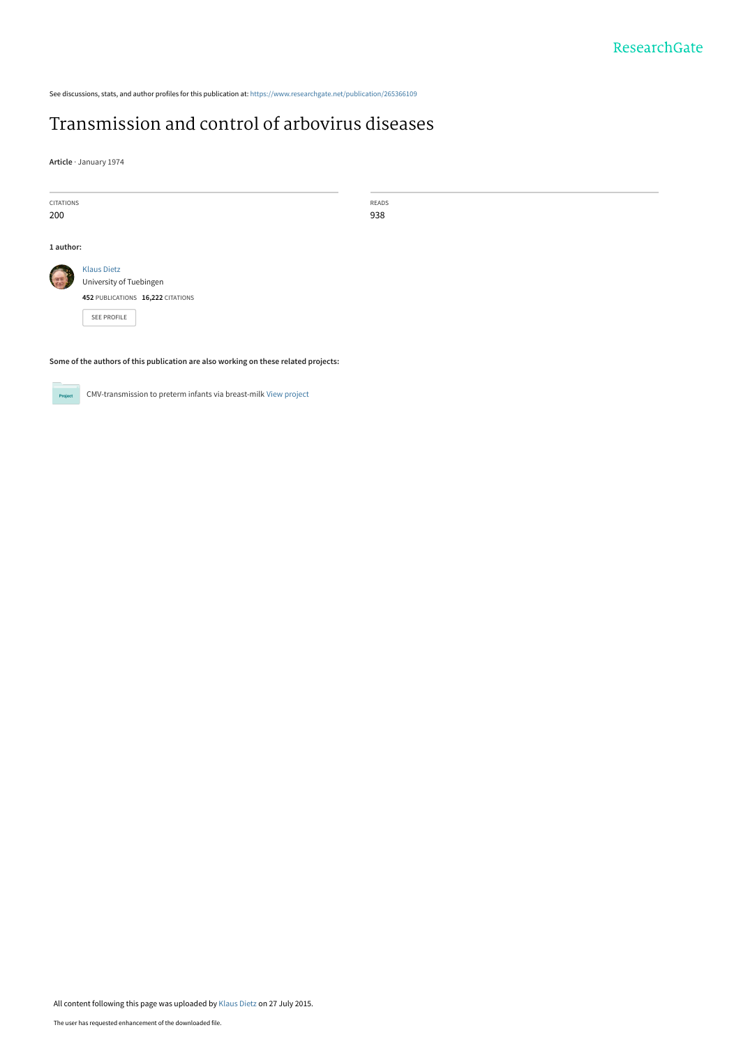See discussions, stats, and author profiles for this publication at: https://www.researchgate.net/publication/265366109

# Transmission and control of arbovirus diseases

**Article** · January 1974

| CITATIONS | READS |
| --- | --- |
| 200 | 938 |

**1 author:**

Klaus Dietz
University of Tuebingen
**452** PUBLICATIONS **16,222** CITATIONS

SEE PROFILE

**Some of the authors of this publication are also working on these related projects:**

CMV-transmission to preterm infants via breast-milk View project

All content following this page was uploaded by Klaus Dietz on 27 July 2015.

The user has requested enhancement of the downloaded file.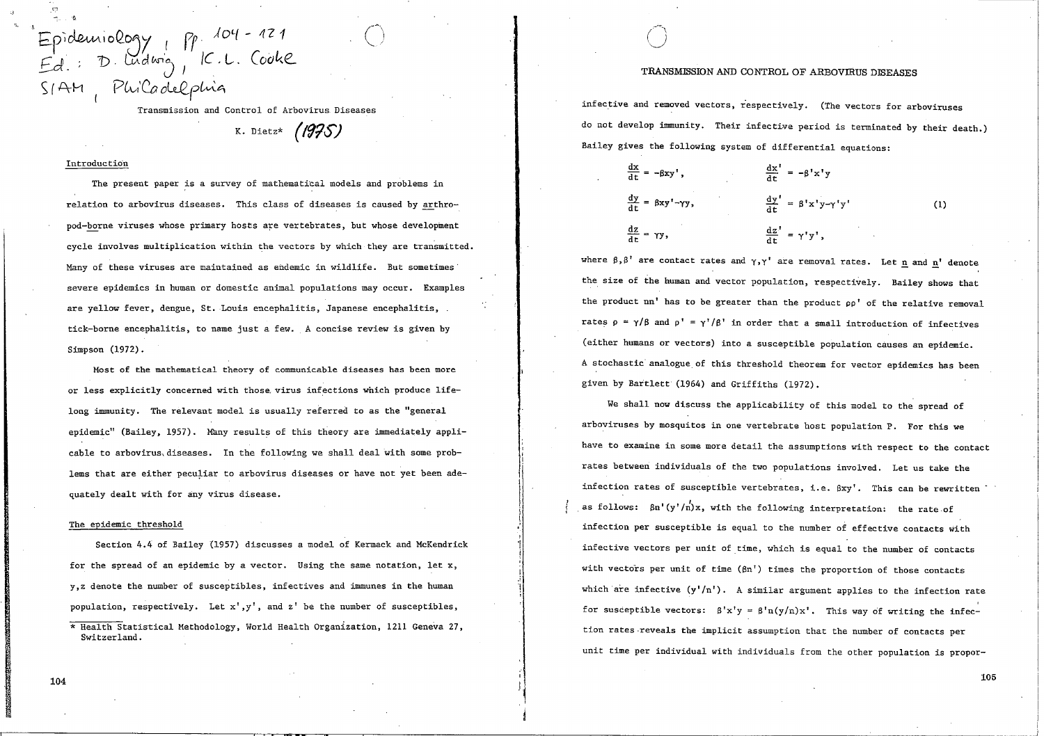Epidemiology, pp. 104 - 121
Ed.: D. Ludwig, K.L. Cooke
SIAM, Philadelphia

# Transmission and Control of Arbovirus Diseases

K. Dietz* (1975)

## Introduction

The present paper is a survey of mathematical models and problems in relation to arbovirus diseases. This class of diseases is caused by arthropod-borne viruses whose primary hosts are vertebrates, but whose development cycle involves multiplication within the vectors by which they are transmitted. Many of these viruses are maintained as endemic in wildlife. But sometimes severe epidemics in human or domestic animal populations may occur. Examples are yellow fever, dengue, St. Louis encephalitis, Japanese encephalitis, tick-borne encephalitis, to name just a few. A concise review is given by Simpson (1972).

Most of the mathematical theory of communicable diseases has been more or less explicitly concerned with those virus infections which produce life-long immunity. The relevant model is usually referred to as the "general epidemic" (Bailey, 1957). Many results of this theory are immediately applicable to arbovirus diseases. In the following we shall deal with some problems that are either peculiar to arbovirus diseases or have not yet been adequately dealt with for any virus disease.

## The epidemic threshold

Section 4.4 of Bailey (1957) discusses a model of Kermack and McKendrick for the spread of an epidemic by a vector. Using the same notation, let x, y, z denote the number of susceptibles, infectives and immunes in the human population, respectively. Let x', y', and z' be the number of susceptibles, infective and removed vectors, respectively. (The vectors for arboviruses do not develop immunity. Their infective period is terminated by their death.) Bailey gives the following system of differential equations:

$$\frac{dx}{dt} = -\beta x y', \qquad \frac{dx'}{dt} = -\beta' x' y$$

$$\frac{dy}{dt} = \beta x y' - \gamma y, \qquad \frac{dy'}{dt} = \beta' x' y - \gamma' y' \tag{1}$$

$$\frac{dz}{dt} = \gamma y, \qquad \frac{dz'}{dt} = \gamma' y',$$

where $\beta, \beta'$ are contact rates and $\gamma, \gamma'$ are removal rates. Let $n$ and $n'$ denote the size of the human and vector population, respectively. Bailey shows that the product $nn'$ has to be greater than the product $\rho\rho'$ of the relative removal rates $\rho = \gamma/\beta$ and $\rho' = \gamma'/\beta'$ in order that a small introduction of infectives (either humans or vectors) into a susceptible population causes an epidemic. A stochastic analogue of this threshold theorem for vector epidemics has been given by Bartlett (1964) and Griffiths (1972).

We shall now discuss the applicability of this model to the spread of arboviruses by mosquitos in one vertebrate host population P. For this we have to examine in some more detail the assumptions with respect to the contact rates between individuals of the two populations involved. Let us take the infection rates of susceptible vertebrates, i.e. $\beta x y'$. This can be rewritten as follows: $\beta n'(y'/n')x$, with the following interpretation: the rate of infection per susceptible is equal to the number of effective contacts with infective vectors per unit of time, which is equal to the number of contacts with vectors per unit of time ($\beta n'$) times the proportion of those contacts which are infective ($y'/n'$). A similar argument applies to the infection rate for susceptible vectors: $\beta' x' y = \beta' n (y/n) x'$. This way of writing the infection rates reveals the implicit assumption that the number of contacts per unit time per individual with individuals from the other population is propor-

---

\* Health Statistical Methodology, World Health Organization, 1211 Geneva 27, Switzerland.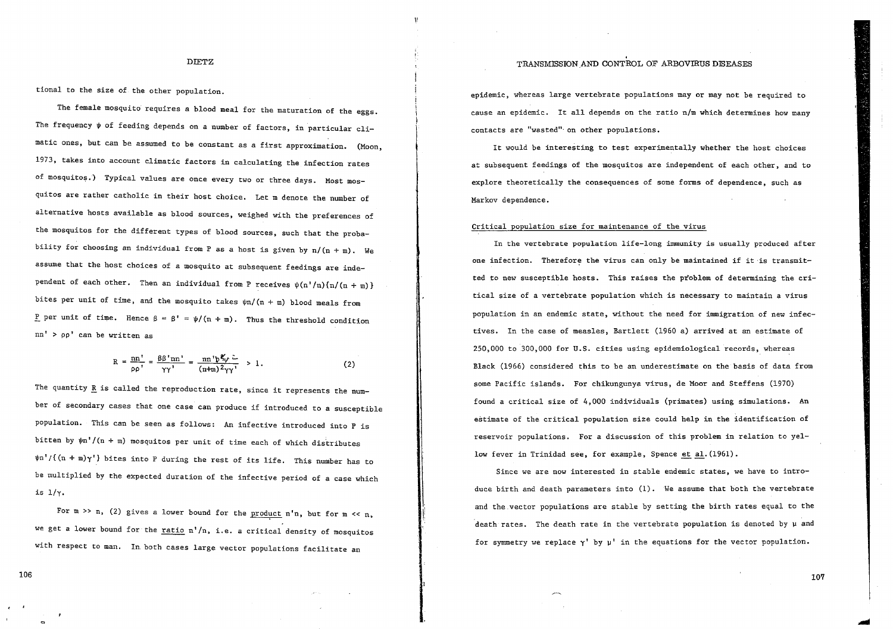tional to the size of the other population.

The female mosquito requires a blood meal for the maturation of the eggs. The frequency $\psi$ of feeding depends on a number of factors, in particular climatic ones, but can be assumed to be constant as a first approximation. (Moon, 1973, takes into account climatic factors in calculating the infection rates of mosquitos.) Typical values are once every two or three days. Most mosquitos are rather catholic in their host choice. Let m denote the number of alternative hosts available as blood sources, weighed with the preferences of the mosquitos for the different types of blood sources, such that the probability for choosing an individual from P as a host is given by $n/(n + m)$. We assume that the host choices of a mosquito at subsequent feedings are independent of each other. Then an individual from P receives $\psi(n'/n)\{n/(n + m)\}$ bites per unit of time, and the mosquito takes $\psi n/(n + m)$ blood meals from P per unit of time. Hence $\beta = \beta' = \psi/(n + m)$. Thus the threshold condition $nn' > \rho\rho'$ can be written as

$$R = \frac{nn'}{\rho\rho'} = \frac{\beta\beta' nn'}{\gamma\gamma'} = \frac{nn'\psi^2}{(n+m)^2\gamma\gamma'} > 1. \tag{2}$$

The quantity R is called the reproduction rate, since it represents the number of secondary cases that one case can produce if introduced to a susceptible population. This can be seen as follows: An infective introduced into P is bitten by $\psi n'/(n + m)$ mosquitos per unit of time each of which distributes $\psi n'/\{(n + m)\gamma'\}$ bites into P during the rest of its life. This number has to be multiplied by the expected duration of the infective period of a case which is $1/\gamma$.

For $m \gg n$, (2) gives a lower bound for the product $n'n$, but for $m \ll n$, we get a lower bound for the ratio $n'/n$, i.e. a critical density of mosquitos with respect to man. In both cases large vector populations facilitate an epidemic, whereas large vertebrate populations may or may not be required to cause an epidemic. It all depends on the ratio $n/m$ which determines how many contacts are "wasted" on other populations.

It would be interesting to test experimentally whether the host choices at subsequent feedings of the mosquitos are independent of each other, and to explore theoretically the consequences of some forms of dependence, such as Markov dependence.

## Critical population size for maintenance of the virus

In the vertebrate population life-long immunity is usually produced after one infection. Therefore the virus can only be maintained if it is transmitted to new susceptible hosts. This raises the problem of determining the critical size of a vertebrate population which is necessary to maintain a virus population in an endemic state, without the need for immigration of new infectives. In the case of measles, Bartlett (1960 a) arrived at an estimate of 250,000 to 300,000 for U.S. cities using epidemiological records, whereas Black (1966) considered this to be an underestimate on the basis of data from some Pacific islands. For chikungunya virus, de Moor and Steffens (1970) found a critical size of 4,000 individuals (primates) using simulations. An estimate of the critical population size could help in the identification of reservoir populations. For a discussion of this problem in relation to yellow fever in Trinidad see, for example, Spence *et al.* (1961).

Since we are now interested in stable endemic states, we have to introduce birth and death parameters into (1). We assume that both the vertebrate and the vector populations are stable by setting the birth rates equal to the death rates. The death rate in the vertebrate population is denoted by $\mu$ and for symmetry we replace $\gamma'$ by $\mu'$ in the equations for the vector population.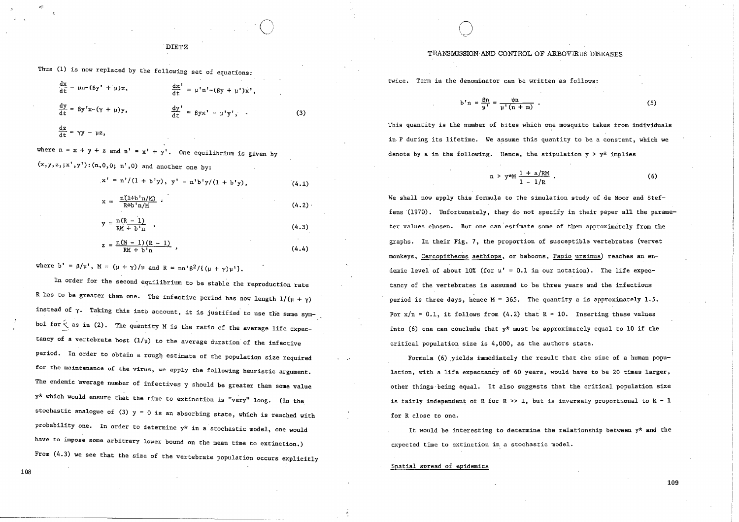Thus (1) is now replaced by the following set of equations:

$$\frac{dx}{dt} = \mu n - (\beta y' + \mu)x, \qquad \frac{dx'}{dt} = \mu' n' - (\beta y + \mu')x',$$

$$\frac{dy}{dt} = \beta y' x - (\gamma + \mu)y, \qquad \frac{dy'}{dt} = \beta y x' - \mu' y', \tag{3}$$

$$\frac{dz}{dt} = \gamma y - \mu z,$$

where $n = x + y + z$ and $n' = x' + y'$. One equilibrium is given by $(x,y,z,;x',y'):(n,0,0;\ n',0)$ and another one by:

$$x' = n'/(1 + b'y), \quad y' = n'b'y/(1 + b'y), \tag{4.1}$$

$$x = \frac{n(1+b'n/M)}{R+b'n/M}, \tag{4.2}$$

$$y = \frac{n(R - 1)}{RM + b'n}, \tag{4.3}$$

$$z = \frac{n(M - 1)(R - 1)}{RM + b'n}, \tag{4.4}$$

where $b' = \beta/\mu'$, $M = (\mu + \gamma)/\mu$ and $R = nn'\beta^2/\{(\mu + \gamma)\mu'\}$.

In order for the second equilibrium to be stable the reproduction rate $R$ has to be greater than one. The infective period has now length $1/(\mu + \gamma)$ instead of $\gamma$. Taking this into account, it is justified to use the same symbol for $\lessgtr$ as in (2). The quantity $M$ is the ratio of the average life expectancy of a vertebrate host $(1/\mu)$ to the average duration of the infective period. In order to obtain a rough estimate of the population size required for the maintenance of the virus, we apply the following heuristic argument. The endemic average number of infectives $y$ should be greater than some value $y^*$ which would ensure that the time to extinction is "very" long. (In the stochastic analogue of (3) $y = 0$ is an absorbing state, which is reached with probability one. In order to determine $y^*$ in a stochastic model, one would have to impose some arbitrary lower bound on the mean time to extinction.) From (4.3) we see that the size of the vertebrate population occurs explicitly twice. Term in the denominator can be written as follows:

$$b'n = \frac{\beta n}{\mu'} = \frac{\psi n}{\mu'(n + m)}. \tag{5}$$

This quantity is the number of bites which one mosquito takes from individuals in P during its lifetime. We assume this quantity to be a constant, which we denote by a in the following. Hence, the stipulation $y > y^*$ implies

$$n > y^* M \frac{1 + a/RM}{1 - 1/R}. \tag{6}$$

We shall now apply this formula to the simulation study of de Moor and Steffens (1970). Unfortunately, they do not specify in their paper all the parameter values chosen. But one can estimate some of them approximately from the graphs. In their Fig. 7, the proportion of susceptible vertebrates (vervet monkeys, *Cercopithecus aethiops*, or baboons, *Papio ursinus*) reaches an endemic level of about 10% (for $\mu' = 0.1$ in our notation). The life expectancy of the vertebrates is assumed to be three years and the infectious period is three days, hence $M = 365$. The quantity a is approximately 1.5. For $x/n = 0.1$, it follows from (4.2) that $R = 10$. Inserting these values into (6) one can conclude that $y^*$ must be approximately equal to 10 if the critical population size is 4,000, as the authors state.

Formula (6) yields immediately the result that the size of a human population, with a life expectancy of 60 years, would have to be 20 times larger, other things being equal. It also suggests that the critical population size is fairly independent of $R$ for $R \gg 1$, but is inversely proportional to $R - 1$ for $R$ close to one.

It would be interesting to determine the relationship between $y^*$ and the expected time to extinction in a stochastic model.

## Spatial spread of epidemics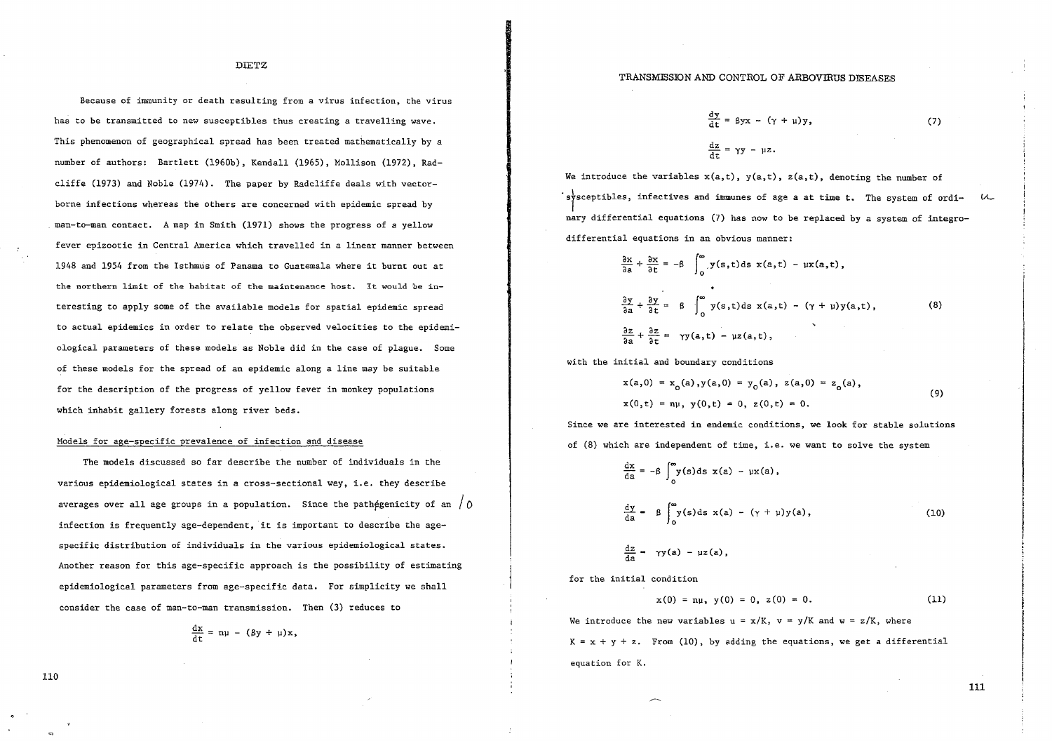Because of immunity or death resulting from a virus infection, the virus has to be transmitted to new susceptibles thus creating a travelling wave. This phenomenon of geographical spread has been treated mathematically by a number of authors: Bartlett (1960b), Kendall (1965), Mollison (1972), Radcliffe (1973) and Noble (1974). The paper by Radcliffe deals with vector-borne infections whereas the others are concerned with epidemic spread by man-to-man contact. A map in Smith (1971) shows the progress of a yellow fever epizootic in Central America which travelled in a linear manner between 1948 and 1954 from the Isthmus of Panama to Guatemala where it burnt out at the northern limit of the habitat of the maintenance host. It would be interesting to apply some of the available models for spatial epidemic spread to actual epidemics in order to relate the observed velocities to the epidemiological parameters of these models as Noble did in the case of plague. Some of these models for the spread of an epidemic along a line may be suitable for the description of the progress of yellow fever in monkey populations which inhabit gallery forests along river beds.

## Models for age-specific prevalence of infection and disease

The models discussed so far describe the number of individuals in the various epidemiological states in a cross-sectional way, i.e. they describe averages over all age groups in a population. Since the pathogenicity of an infection is frequently age-dependent, it is important to describe the age-specific distribution of individuals in the various epidemiological states. Another reason for this age-specific approach is the possibility of estimating epidemiological parameters from age-specific data. For simplicity we shall consider the case of man-to-man transmission. Then (3) reduces to

$$\frac{dx}{dt} = n\mu - (\beta y + \mu)x,$$

$$\frac{dy}{dt} = \beta yx - (\gamma + \mu)y, \tag{7}$$

$$\frac{dz}{dt} = \gamma y - \mu z.$$

We introduce the variables $x(a,t)$, $y(a,t)$, $z(a,t)$, denoting the number of susceptibles, infectives and immunes of age $a$ at time $t$. The system of ordinary differential equations (7) has now to be replaced by a system of integro-differential equations in an obvious manner:

$$\frac{\partial x}{\partial a} + \frac{\partial x}{\partial t} = -\beta \int_0^\infty y(s,t)ds\, x(a,t) - \mu x(a,t),$$

$$\frac{\partial y}{\partial a} + \frac{\partial y}{\partial t} = \beta \int_0^\infty y(s,t)ds\, x(a,t) - (\gamma + \mu)y(a,t), \tag{8}$$

$$\frac{\partial z}{\partial a} + \frac{\partial z}{\partial t} = \gamma y(a,t) - \mu z(a,t),$$

with the initial and boundary conditions

$$x(a,0) = x_0(a), y(a,0) = y_0(a), z(a,0) = z_0(a),$$
$$x(0,t) = n\mu, \; y(0,t) = 0, \; z(0,t) = 0. \tag{9}$$

Since we are interested in endemic conditions, we look for stable solutions of (8) which are independent of time, i.e. we want to solve the system

$$\frac{dx}{da} = -\beta \int_0^\infty y(s)ds\, x(a) - \mu x(a),$$

$$\frac{dy}{da} = \beta \int_0^\infty y(s)ds\, x(a) - (\gamma + \mu)y(a), \tag{10}$$

$$\frac{dz}{da} = \gamma y(a) - \mu z(a),$$

for the initial condition

$$x(0) = n\mu, \; y(0) = 0, \; z(0) = 0. \tag{11}$$

We introduce the new variables $u = x/K$, $v = y/K$ and $w = z/K$, where $K = x + y + z$. From (10), by adding the equations, we get a differential equation for $K$.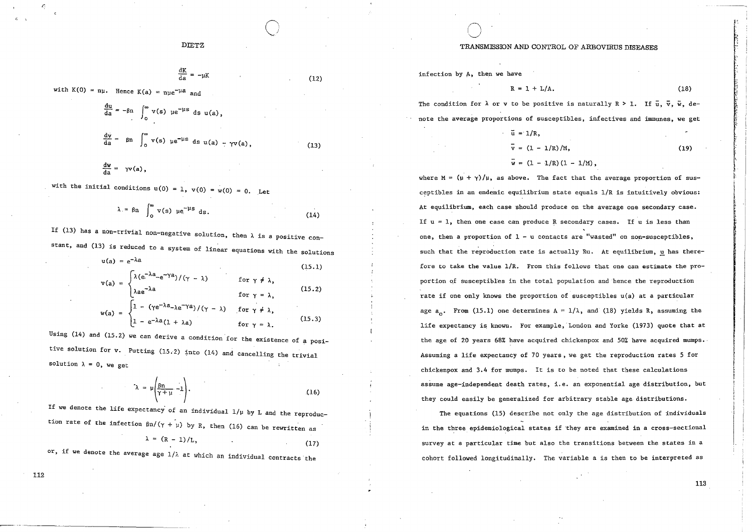$$\frac{dK}{da} = -\mu K \tag{12}$$

with $K(0) = n\mu$. Hence $K(a) = n\mu e^{-\mu a}$ and

$$\frac{du}{da} = -\beta n \int_0^\infty v(s)\ \mu e^{-\mu s}\ ds\ u(a),$$

$$\frac{dv}{da} = \beta n \int_0^\infty v(s)\ \mu e^{-\mu s}\ ds\ u(a) - \gamma v(a), \tag{13}$$

$$\frac{dw}{da} = \gamma v(a),$$

with the initial conditions $u(0) = 1$, $v(0) = w(0) = 0$. Let

$$\lambda = \beta n \int_0^\infty v(s)\ \mu e^{-\mu s}\ ds. \tag{14}$$

If (13) has a non-trivial non-negative solution, then $\lambda$ is a positive constant, and (13) is reduced to a system of linear equations with the solutions

$$u(a) = e^{-\lambda a} \tag{15.1}$$

$$v(a) = \begin{cases} \lambda(e^{-\lambda a} - e^{-\gamma a})/(\gamma - \lambda) & \text{for } \gamma \neq \lambda, \\ \lambda a e^{-\lambda a} & \text{for } \gamma = \lambda, \end{cases} \tag{15.2}$$

$$w(a) = \begin{cases} 1 - (\gamma e^{-\lambda a} - \lambda e^{-\gamma a})/(\gamma - \lambda) & \text{for } \gamma \neq \lambda, \\ 1 - e^{-\lambda a}(1 + \lambda a) & \text{for } \gamma = \lambda. \end{cases} \tag{15.3}$$

Using (14) and (15.2) we can derive a condition for the existence of a positive solution for $v$. Putting (15.2) into (14) and cancelling the trivial solution $\lambda = 0$, we get

$$\lambda = \mu\left(\frac{\beta n}{\gamma + \mu} - 1\right). \tag{16}$$

If we denote the life expectancy of an individual $1/\mu$ by $L$ and the reproduction rate of the infection $\beta n/(\gamma + \mu)$ by $R$, then (16) can be rewritten as

$$\lambda = (R - 1)/L, \tag{17}$$

or, if we denote the average age $1/\lambda$ at which an individual contracts the infection by $A$, then we have

$$R = 1 + L/A. \tag{18}$$

The condition for $\lambda$ or $v$ to be positive is naturally $R > 1$. If $\bar{u}$, $\bar{v}$, $\bar{w}$, denote the average proportions of susceptibles, infectives and immunes, we get

$$\begin{aligned} \bar{u} &= 1/R, \\ \bar{v} &= (1 - 1/R)/M, \\ \bar{w} &= (1 - 1/R)(1 - 1/M), \end{aligned} \tag{19}$$

where $M = (\mu + \gamma)/\mu$, as above. The fact that the average proportion of susceptibles in an endemic equilibrium state equals $1/R$ is intuitively obvious: At equilibrium, each case should produce on the average one secondary case. If $u = 1$, then one case can produce $R$ secondary cases. If $u$ is less than one, then a proportion of $1 - u$ contacts are "wasted" on non-susceptibles, such that the reproduction rate is actually $Ru$. At equilibrium, $\underline{u}$ has therefore to take the value $1/R$. From this follows that one can estimate the proportion of susceptibles in the total population and hence the reproduction rate if one only knows the proportion of susceptibles $u(a)$ at a particular age $a_0$. From (15.1) one determines $A = 1/\lambda$, and (18) yields $R$, assuming the life expectancy is known. For example, London and Yorke (1973) quote that at the age of 20 years 68% have acquired chickenpox and 50% have acquired mumps. Assuming a life expectancy of 70 years, we get the reproduction rates 5 for chickenpox and 3.4 for mumps. It is to be noted that these calculations assume age-independent death rates, i.e. an exponential age distribution, but they could easily be generalized for arbitrary stable age distributions.

The equations (15) describe not only the age distribution of individuals in the three epidemiological states if they are examined in a cross-sectional survey at a particular time but also the transitions between the states in a cohort followed longitudinally. The variable $a$ is then to be interpreted as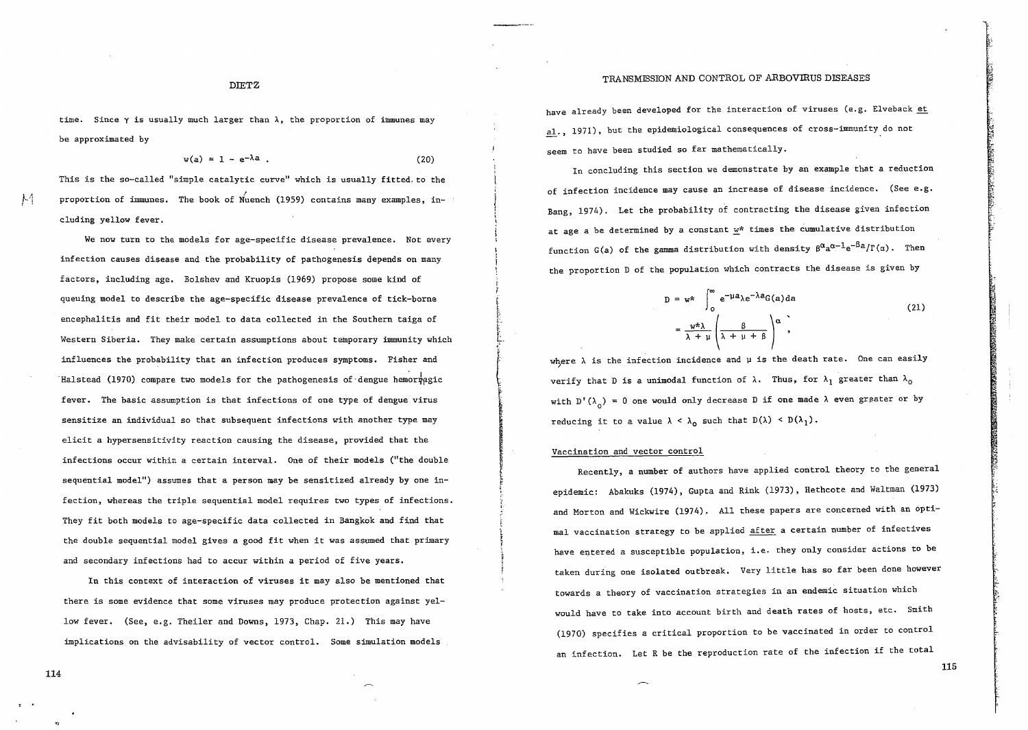time. Since $\gamma$ is usually much larger than $\lambda$, the proportion of immunes may be approximated by

$$w(a) \approx 1 - e^{-\lambda a} . \tag{20}$$

This is the so-called "simple catalytic curve" which is usually fitted to the proportion of immunes. The book of Muench (1959) contains many examples, including yellow fever.

We now turn to the models for age-specific disease prevalence. Not every infection causes disease and the probability of pathogenesis depends on many factors, including age. Bolshev and Kruopis (1969) propose some kind of queuing model to describe the age-specific disease prevalence of tick-borne encephalitis and fit their model to data collected in the Southern taiga of Western Siberia. They make certain assumptions about temporary immunity which influences the probability that an infection produces symptoms. Fisher and Halstead (1970) compare two models for the pathogenesis of dengue hemorrhagic fever. The basic assumption is that infections of one type of dengue virus sensitize an individual so that subsequent infections with another type may elicit a hypersensitivity reaction causing the disease, provided that the infections occur within a certain interval. One of their models ("the double sequential model") assumes that a person may be sensitized already by one infection, whereas the triple sequential model requires two types of infections. They fit both models to age-specific data collected in Bangkok and find that the double sequential model gives a good fit when it was assumed that primary and secondary infections had to accur within a period of five years.

In this context of interaction of viruses it may also be mentioned that there is some evidence that some viruses may produce protection against yellow fever. (See, e.g. Theiler and Downs, 1973, Chap. 21.) This may have implications on the advisability of vector control. Some simulation models have already been developed for the interaction of viruses (e.g. Elveback et al., 1971), but the epidemiological consequences of cross-immunity do not seem to have been studied so far mathematically.

In concluding this section we demonstrate by an example that a reduction of infection incidence may cause an increase of disease incidence. (See e.g. Bang, 1974). Let the probability of contracting the disease given infection at age a be determined by a constant $w^*$ times the cumulative distribution function $G(a)$ of the gamma distribution with density $\beta^\alpha a^{\alpha-1} e^{-\beta a}/\Gamma(\alpha)$. Then the proportion D of the population which contracts the disease is given by

$$D = w^* \int_0^\infty e^{-\mu a} \lambda e^{-\lambda a} G(a) da$$
$$= \frac{w^* \lambda}{\lambda + \mu} \left( \frac{\beta}{\lambda + \mu + \beta} \right)^\alpha , \tag{21}$$

where $\lambda$ is the infection incidence and $\mu$ is the death rate. One can easily verify that D is a unimodal function of $\lambda$. Thus, for $\lambda_1$ greater than $\lambda_0$ with $D'(\lambda_0) = 0$ one would only decrease D if one made $\lambda$ even greater or by reducing it to a value $\lambda < \lambda_0$ such that $D(\lambda) < D(\lambda_1)$.

## Vaccination and vector control

Recently, a number of authors have applied control theory to the general epidemic: Abakuks (1974), Gupta and Rink (1973), Hethcote and Waltman (1973) and Morton and Wickwire (1974). All these papers are concerned with an optimal vaccination strategy to be applied after a certain number of infectives have entered a susceptible population, i.e. they only consider actions to be taken during one isolated outbreak. Very little has so far been done however towards a theory of vaccination strategies in an endemic situation which would have to take into account birth and death rates of hosts, etc. Smith (1970) specifies a critical proportion to be vaccinated in order to control an infection. Let R be the reproduction rate of the infection if the total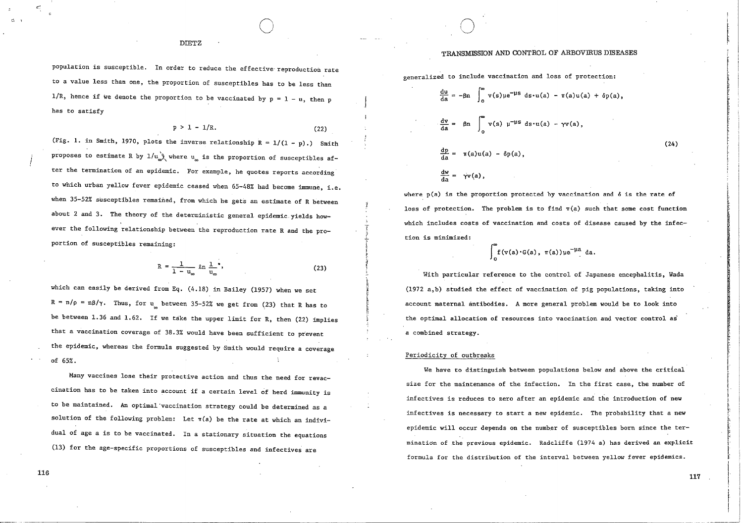population is susceptible. In order to reduce the effective reproduction rate to a value less than one, the proportion of susceptibles has to be less than $1/R$, hence if we denote the proportion to be vaccinated by $p = 1 - u$, then $p$ has to satisfy

$$p > 1 - 1/R. \tag{22}$$

(Fig. 1. in Smith, 1970, plots the inverse relationship $R = 1/(1 - p)$.) Smith proposes to estimate $R$ by $1/u_\infty$, where $u_\infty$ is the proportion of susceptibles after the termination of an epidemic. For example, he quotes reports according to which urban yellow fever epidemic ceased when 65–48% had become immune, i.e. when 35–52% susceptibles remained, from which he gets an estimate of $R$ between about 2 and 3. The theory of the deterministic general epidemic yields however the following relationship between the reproduction rate $R$ and the proportion of susceptibles remaining:

$$R = \frac{1}{1 - u_\infty} \ln \frac{1}{u_\infty}, \tag{23}$$

which can easily be derived from Eq. (4.18) in Bailey (1957) when we set $R = n/\rho = n\beta/\gamma$. Thus, for $u_\infty$ between 35–52% we get from (23) that $R$ has to be between 1.36 and 1.62. If we take the upper limit for $R$, then (22) implies that a vaccination coverage of 38.3% would have been sufficient to prevent the epidemic, whereas the formula suggested by Smith would require a coverage of 65%.

Many vaccines lose their protective action and thus the need for revaccination has to be taken into account if a certain level of herd immunity is to be maintained. An optimal vaccination strategy could be determined as a solution of the following problem: Let $\pi(a)$ be the rate at which an individual of age $a$ is to be vaccinated. In a stationary situation the equations (13) for the age-specific proportions of susceptibles and infectives are generalized to include vaccination and loss of protection:

$$
\begin{aligned}
\frac{du}{da} &= -\beta n \int_0^\infty v(s)\mu e^{-\mu s}\, ds \cdot u(a) - \pi(a)u(a) + \delta p(a), \\
\frac{dv}{da} &= \beta n \int_0^\infty v(s)\, \mu^{-\mu s}\, ds \cdot u(a) - \gamma v(a), \\
\frac{dp}{da} &= \pi(a)u(a) - \delta p(a), \\
\frac{dw}{da} &= \gamma v(a),
\end{aligned}
\tag{24}
$$

where $p(a)$ is the proportion protected by vaccination and $\delta$ is the rate of loss of protection. The problem is to find $\pi(a)$ such that some cost function which includes costs of vaccination and costs of disease caused by the infection is minimized:

$$\int_0^\infty f(v(a) \cdot G(a),\ \pi(a))\mu e^{-\mu a}\, da.$$

With particular reference to the control of Japanese encephalitis, Wada (1972 a,b) studied the effect of vaccination of pig populations, taking into account maternal antibodies. A more general problem would be to look into the optimal allocation of resources into vaccination and vector control as a combined strategy.

## Periodicity of outbreaks

We have to distinguish between populations below and above the critical size for the maintenance of the infection. In the first case, the number of infectives is reduces to zero after an epidemic and the introduction of new infectives is necessary to start a new epidemic. The probability that a new epidemic will occur depends on the number of susceptibles born since the termination of the previous epidemic. Radcliffe (1974 a) has derived an explicit formula for the distribution of the interval between yellow fever epidemics.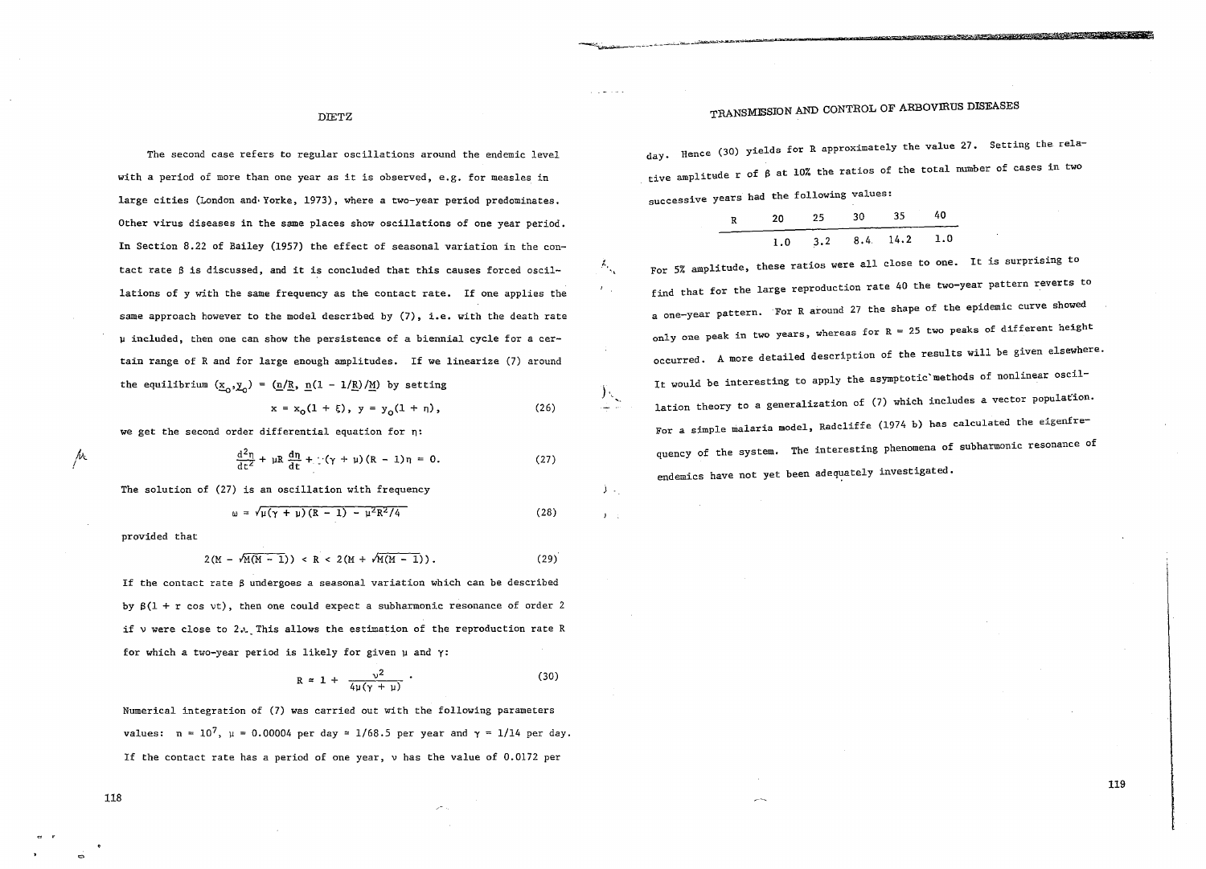The second case refers to regular oscillations around the endemic level with a period of more than one year as it is observed, e.g. for measles in large cities (London and Yorke, 1973), where a two-year period predominates. Other virus diseases in the same places show oscillations of one year period. In Section 8.22 of Bailey (1957) the effect of seasonal variation in the contact rate $\beta$ is discussed, and it is concluded that this causes forced oscillations of $y$ with the same frequency as the contact rate. If one applies the same approach however to the model described by (7), i.e. with the death rate $\mu$ included, then one can show the persistence of a biennial cycle for a certain range of $R$ and for large enough amplitudes. If we linearize (7) around the equilibrium $(x_o, y_o) = (n/R, n(1 - 1/R)/M)$ by setting

$$x = x_o(1 + \xi), \quad y = y_o(1 + \eta), \tag{26}$$

we get the second order differential equation for $\eta$:

$$\frac{d^2\eta}{dt^2} + \mu R \frac{d\eta}{dt} + \mu(\gamma + \mu)(R - 1)\eta = 0. \tag{27}$$

The solution of (27) is an oscillation with frequency

$$\omega = \sqrt{\mu(\gamma + \mu)(R - 1) - \mu^2 R^2/4} \tag{28}$$

provided that

$$2(M - \sqrt{M(M - 1)}) < R < 2(M + \sqrt{M(M - 1)}). \tag{29}$$

If the contact rate $\beta$ undergoes a seasonal variation which can be described by $\beta(1 + r \cos \nu t)$, then one could expect a subharmonic resonance of order 2 if $\nu$ were close to $2\omega$. This allows the estimation of the reproduction rate $R$ for which a two-year period is likely for given $\mu$ and $\gamma$:

$$R \approx 1 + \frac{\nu^2}{4\mu(\gamma + \mu)}. \tag{30}$$

Numerical integration of (7) was carried out with the following parameters values: $n = 10^7$, $\mu = 0.00004$ per day $\approx 1/68.5$ per year and $\gamma = 1/14$ per day. If the contact rate has a period of one year, $\nu$ has the value of 0.0172 per day. Hence (30) yields for $R$ approximately the value 27. Setting the relative amplitude $r$ of $\beta$ at 10% the ratios of the total number of cases in two successive years had the following values:

| R | 20 | 25 | 30 | 35 | 40 |
|---|---|---|---|---|---|
| | 1.0 | 3.2 | 8.4 | 14.2 | 1.0 |

For 5% amplitude, these ratios were all close to one. It is surprising to find that for the large reproduction rate 40 the two-year pattern reverts to a one-year pattern. For $R$ around 27 the shape of the epidemic curve showed only one peak in two years, whereas for $R = 25$ two peaks of different height occurred. A more detailed description of the results will be given elsewhere. It would be interesting to apply the asymptotic methods of nonlinear oscillation theory to a generalization of (7) which includes a vector population. For a simple malaria model, Radcliffe (1974 b) has calculated the eigenfrequency of the system. The interesting phenomena of subharmonic resonance of endemics have not yet been adequately investigated.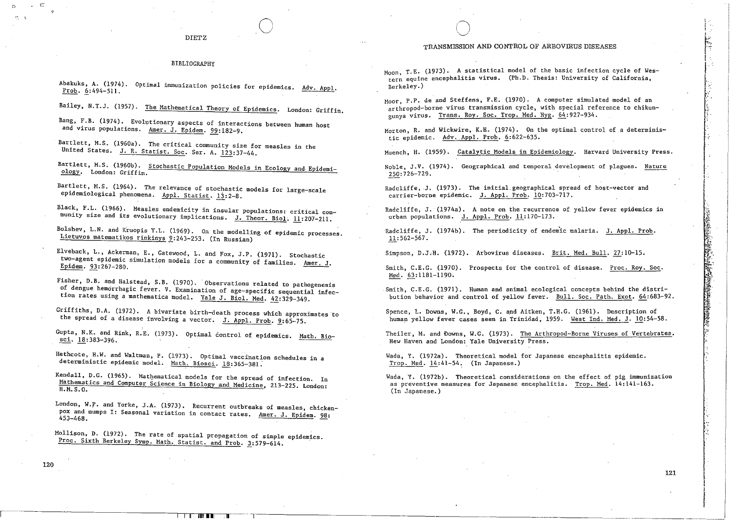## BIBLIOGRAPHY

Abakuks, A. (1974). Optimal immunization policies for epidemics. Adv. Appl. Prob. 6:494-511.

Bailey, N.T.J. (1957). The Mathematical Theory of Epidemics. London: Griffin.

Bang, F.B. (1974). Evolutionary aspects of interactions between human host and virus populations. Amer. J. Epidem. 99:182-9.

Bartlett, M.S. (1960a). The critical community size for measles in the United States. J. R. Statist. Soc. Ser. A. 123:37-44.

Bartlett, M.S. (1960b). Stochastic Population Models in Ecology and Epidemiology. London: Griffin.

Bartlett, M.S. (1964). The relevance of stochastic models for large-scale epidemiological phenomena. Appl. Statist. 13:2-8.

Black, F.L. (1966). Measles endemicity in insular populations: critical community size and its evolutionary implications. J. Theor. Biol. 11:207-211.

Bolshev, L.N. and Kruopis Y.L. (1969). On the modelling of epidemic processes. Lietuvos matematikos rinkinys 9:243-253. (In Russian)

Elveback, L., Ackerman, E., Gatewood, L. and Fox, J.P. (1971). Stochastic two-agent epidemic simulation models for a community of families. Amer. J. Epidem. 93:267-280.

Fisher, D.B. and Halstead, S.B. (1970). Observations related to pathogenesis of dengue hemorrhagic fever. V. Examination of age-specific sequential infection rates using a mathematica model. Yale J. Biol. Med. 42:329-349.

Griffiths, D.A. (1972). A bivariate birth-death process which approximates to the spread of a disease involving a vector. J. Appl. Prob. 9:65-75.

Gupta, N.K. and Rink, R.E. (1973). Optimal control of epidemics. Math. Biosci. 18:383-396.

Hethcote, H.W. and Waltman, P. (1973). Optimal vaccination schedules in a deterministic epidemic model. Math. Biosci. 18:365-381.

Kendall, D.G. (1965). Mathematical models for the spread of infection. In Mathematics and Computer Science in Biology and Medicine, 213-225. London: H.M.S.O.

London, W.P. and Yorke, J.A. (1973). Recurrent outbreaks of measles, chickenpox and mumps I: Seasonal variation in contact rates. Amer. J. Epidem. 98: 453-468.

Mollison, D. (1972). The rate of spatial propagation of simple epidemics. Proc. Sixth Berkeley Symp. Math. Statist. and Prob. 3:579-614.

Moon, T.E. (1973). A statistical model of the basic infection cycle of Western equine encephalitis virus. (Ph.D. Thesis: University of California, Berkeley.)

Moor, P.P. de and Steffens, F.E. (1970). A computer simulated model of an arthropod-borne virus transmission cycle, with special reference to chikungunya virus. Trans. Roy. Soc. Trop. Med. Hyg. 64:927-934.

Morton, R. and Wickwire, K.H. (1974). On the optimal control of a deterministic epidemic. Adv. Appl. Prob. 6:622-635.

Muench, H. (1959). Catalytic Models in Epidemiology. Harvard University Press.

Noble, J.V. (1974). Geographical and temporal development of plagues. Nature 250:726-729.

Radcliffe, J. (1973). The initial geographical spread of host-vector and carrier-borne epidemic. J. Appl. Prob. 10:703-717.

Radcliffe, J. (1974a). A note on the recurrence of yellow fever epidemics in urban populations. J. Appl. Prob. 11:170-173.

Radcliffe, J. (1974b). The periodicity of endemic malaria. J. Appl. Prob. 11:562-567.

Simpson, D.J.H. (1972). Arbovirus diseases. Brit. Med. Bull. 27:10-15.

Smith, C.E.G. (1970). Prospects for the control of disease. Proc. Roy. Soc. Med. 63:1181-1190.

Smith, C.E.G. (1971). Human and animal ecological concepts behind the distribution behavior and control of yellow fever. Bull. Soc. Path. Exot. 64:683-92.

Spence, L. Downs, W.G., Boyd, C. and Aitken, T.H.G. (1961). Description of human yellow fever cases seen in Trinidad, 1959. West Ind. Med. J. 10:54-58.

Theiler, M. and Downs, W.G. (1973). The Arthropod-Borne Viruses of Vertebrates. New Haven and London: Yale University Press.

Wada, Y. (1972a). Theoretical model for Japanese encephalitis epidemic. Trop. Med. 14:41-54. (In Japanese.)

Wada, Y. (1972b). Theoretical considerations on the effect of pig immunization as preventive measures for Japanese encephalitis. Trop. Med. 14:141-163. (In Japanese.)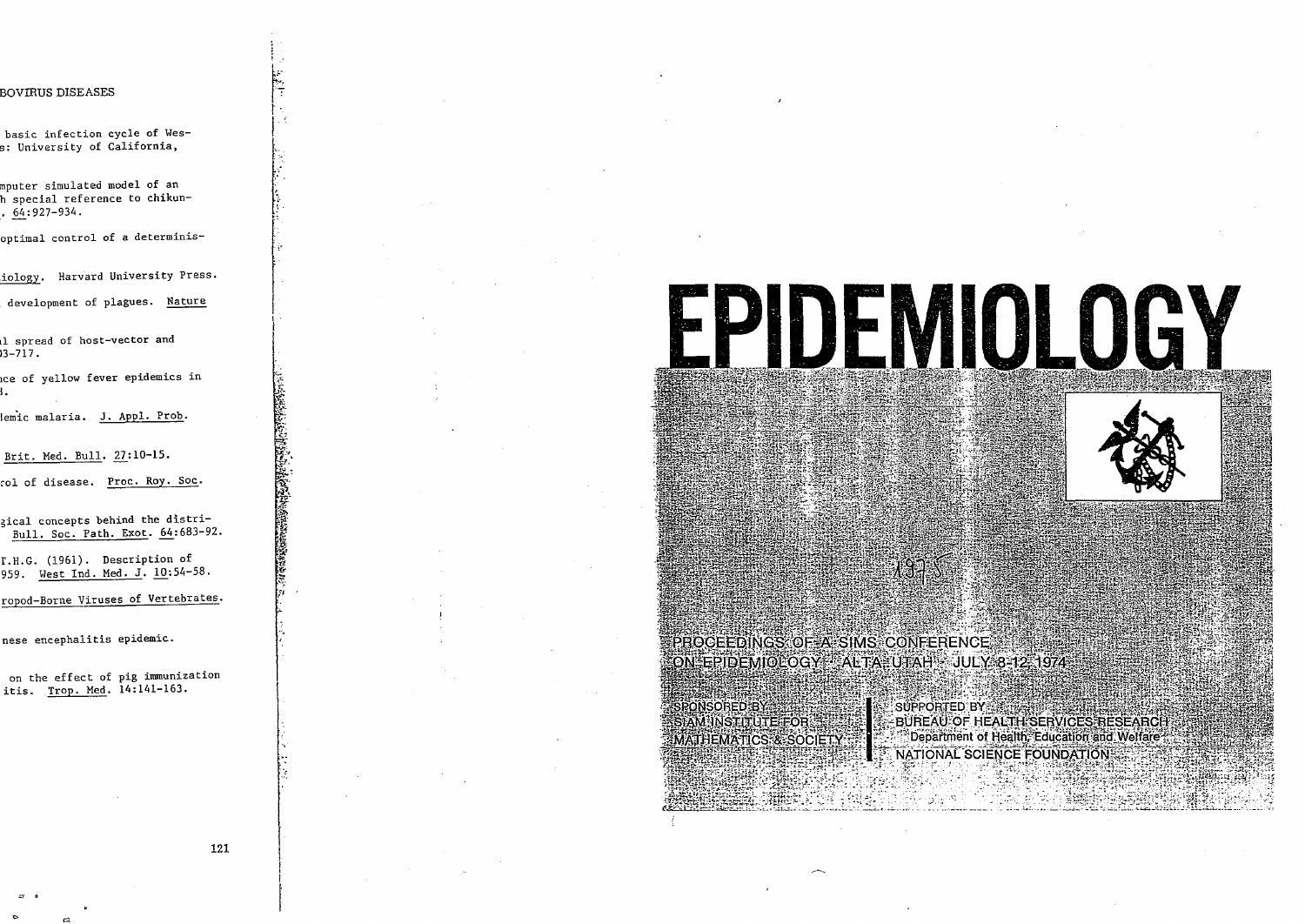BOVIRUS DISEASES

basic infection cycle of Wes-
s: University of California,

mputer simulated model of an
h special reference to chikun-
. 64:927-934.

optimal control of a determinis-

iology. Harvard University Press.

development of plagues. Nature

l spread of host-vector and
)3-717.

ce of yellow fever epidemics in
l.

demic malaria. J. Appl. Prob.

Brit. Med. Bull. 27:10-15.

rol of disease. Proc. Roy. Soc.

gical concepts behind the distri-
Bull. Soc. Path. Exot. 64:683-92.

T.H.G. (1961). Description of
959. West Ind. Med. J. 10:54-58.

ropod-Borne Viruses of Vertebrates.

nese encephalitis epidemic.

on the effect of pig immunization
itis. Trop. Med. 14:141-163.

# EPIDEMIOLOGY

1975

PROCEEDINGS OF A SIMS CONFERENCE
ON EPIDEMIOLOGY · ALTA, UTAH · JULY 8-12, 1974

SPONSORED BY
SIAM INSTITUTE FOR
MATHEMATICS & SOCIETY

SUPPORTED BY
BUREAU OF HEALTH SERVICES RESEARCH
Department of Health, Education and Welfare
NATIONAL SCIENCE FOUNDATION